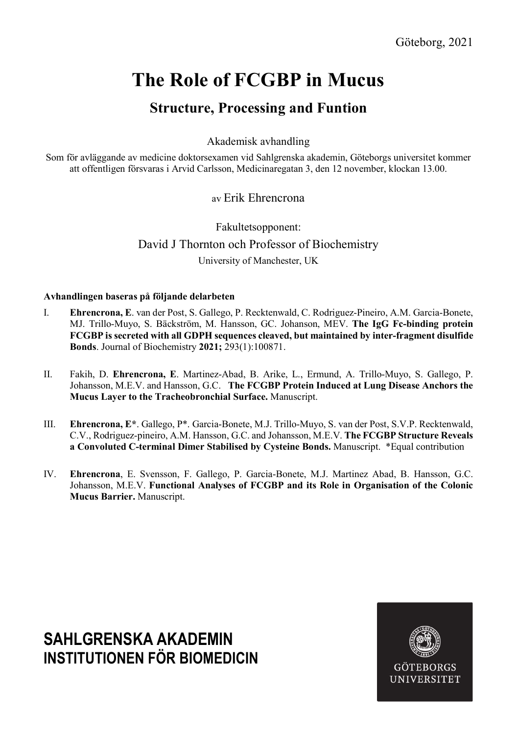Göteborg, 2021

# The Role of FCGBP in Mucus

## Structure, Processing and Funtion

Akademisk avhandling

Som för avläggande av medicine doktorsexamen vid Sahlgrenska akademin, Göteborgs universitet kommer att offentligen försvaras i Arvid Carlsson, Medicinaregatan 3, den 12 november, klockan 13.00.

av Erik Ehrencrona

Fakultetsopponent:

David J Thornton och Professor of Biochemistry

University of Manchester, UK

**Avhandlingen baseras på följande delarbeten**

I. **Ehrencrona, E**. van der Post, S. Gallego, P. Recktenwald, C. Rodriguez-Pineiro, A.M. Garcia-Bonete, MJ. Trillo-Muyo, S. Bäckström, M. Hansson, GC. Johanson, MEV. **The IgG Fc-binding protein FCGBP is secreted with all GDPH sequences cleaved, but maintained by inter-fragment disulfide Bonds**. Journal of Biochemistry **2021;** 293(1):100871.

II. Fakih, D. **Ehrencrona, E**. Martinez-Abad, B. Arike, L., Ermund, A. Trillo-Muyo, S. Gallego, P. Johansson, M.E.V. and Hansson, G.C. **The FCGBP Protein Induced at Lung Disease Anchors the Mucus Layer to the Tracheobronchial Surface.** Manuscript.

III. **Ehrencrona, E***. Gallego, P*. Garcia-Bonete, M.J. Trillo-Muyo, S. van der Post, S.V.P. Recktenwald, C.V., Rodriguez-pineiro, A.M. Hansson, G.C. and Johansson, M.E.V. **The FCGBP Structure Reveals a Convoluted C-terminal Dimer Stabilised by Cysteine Bonds.** Manuscript. *Equal contribution

IV. **Ehrencrona**, E. Svensson, F. Gallego, P. Garcia-Bonete, M.J. Martinez Abad, B. Hansson, G.C. Johansson, M.E.V. **Functional Analyses of FCGBP and its Role in Organisation of the Colonic Mucus Barrier.** Manuscript.

**SAHLGRENSKA AKADEMIN**
**INSTITUTIONEN FÖR BIOMEDICIN**

GÖTEBORGS UNIVERSITET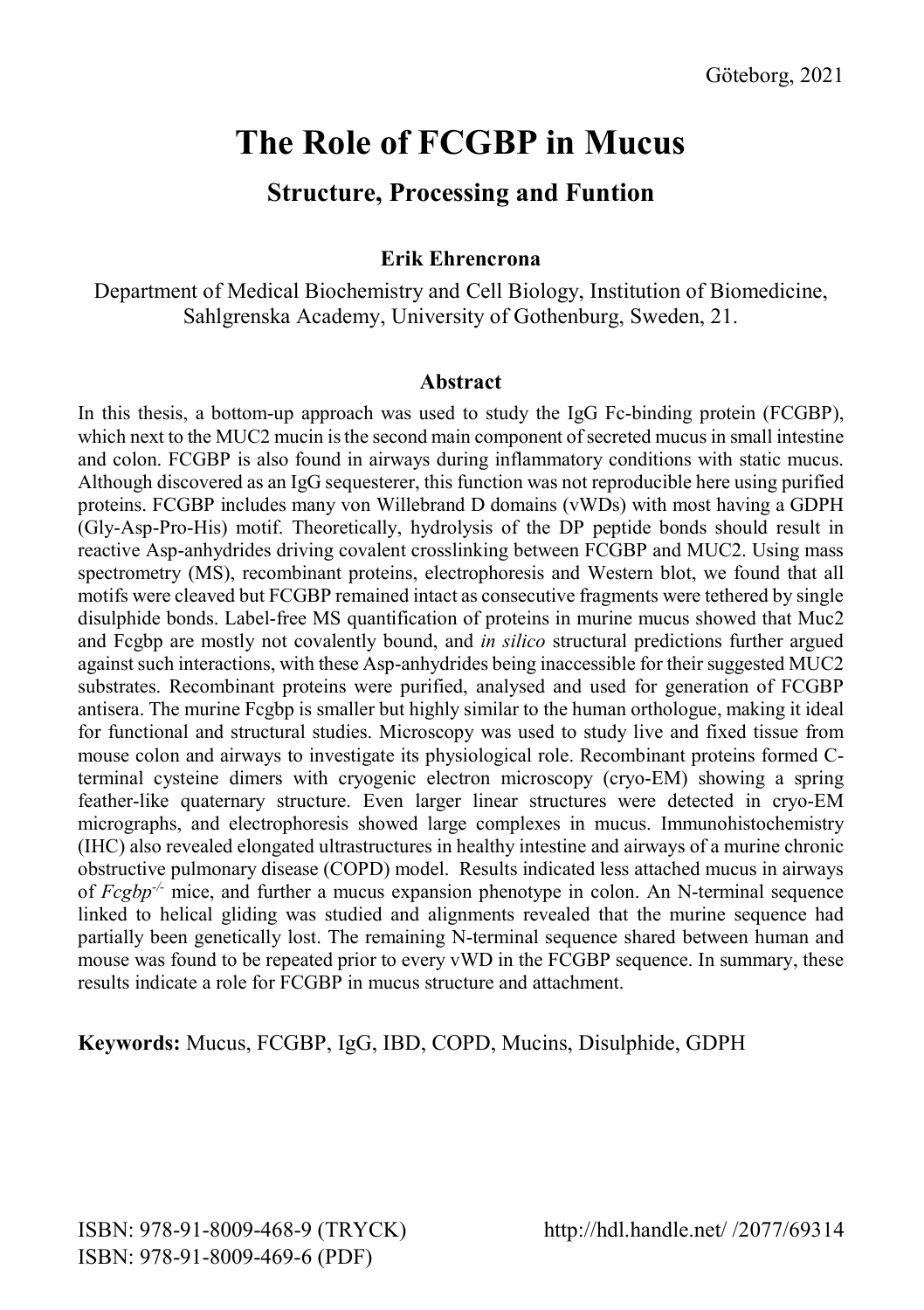Göteborg, 2021

# The Role of FCGBP in Mucus

## Structure, Processing and Funtion

**Erik Ehrencrona**

Department of Medical Biochemistry and Cell Biology, Institution of Biomedicine, Sahlgrenska Academy, University of Gothenburg, Sweden, 21.

### Abstract

In this thesis, a bottom-up approach was used to study the IgG Fc-binding protein (FCGBP), which next to the MUC2 mucin is the second main component of secreted mucus in small intestine and colon. FCGBP is also found in airways during inflammatory conditions with static mucus. Although discovered as an IgG sequesterer, this function was not reproducible here using purified proteins. FCGBP includes many von Willebrand D domains (vWDs) with most having a GDPH (Gly-Asp-Pro-His) motif. Theoretically, hydrolysis of the DP peptide bonds should result in reactive Asp-anhydrides driving covalent crosslinking between FCGBP and MUC2. Using mass spectrometry (MS), recombinant proteins, electrophoresis and Western blot, we found that all motifs were cleaved but FCGBP remained intact as consecutive fragments were tethered by single disulphide bonds. Label-free MS quantification of proteins in murine mucus showed that Muc2 and Fcgbp are mostly not covalently bound, and *in silico* structural predictions further argued against such interactions, with these Asp-anhydrides being inaccessible for their suggested MUC2 substrates. Recombinant proteins were purified, analysed and used for generation of FCGBP antisera. The murine Fcgbp is smaller but highly similar to the human orthologue, making it ideal for functional and structural studies. Microscopy was used to study live and fixed tissue from mouse colon and airways to investigate its physiological role. Recombinant proteins formed C-terminal cysteine dimers with cryogenic electron microscopy (cryo-EM) showing a spring feather-like quaternary structure. Even larger linear structures were detected in cryo-EM micrographs, and electrophoresis showed large complexes in mucus. Immunohistochemistry (IHC) also revealed elongated ultrastructures in healthy intestine and airways of a murine chronic obstructive pulmonary disease (COPD) model. Results indicated less attached mucus in airways of *Fcgbp*$^{-/-}$ mice, and further a mucus expansion phenotype in colon. An N-terminal sequence linked to helical gliding was studied and alignments revealed that the murine sequence had partially been genetically lost. The remaining N-terminal sequence shared between human and mouse was found to be repeated prior to every vWD in the FCGBP sequence. In summary, these results indicate a role for FCGBP in mucus structure and attachment.

**Keywords:** Mucus, FCGBP, IgG, IBD, COPD, Mucins, Disulphide, GDPH

ISBN: 978-91-8009-468-9 (TRYCK)

ISBN: 978-91-8009-469-6 (PDF)

http://hdl.handle.net/ /2077/69314